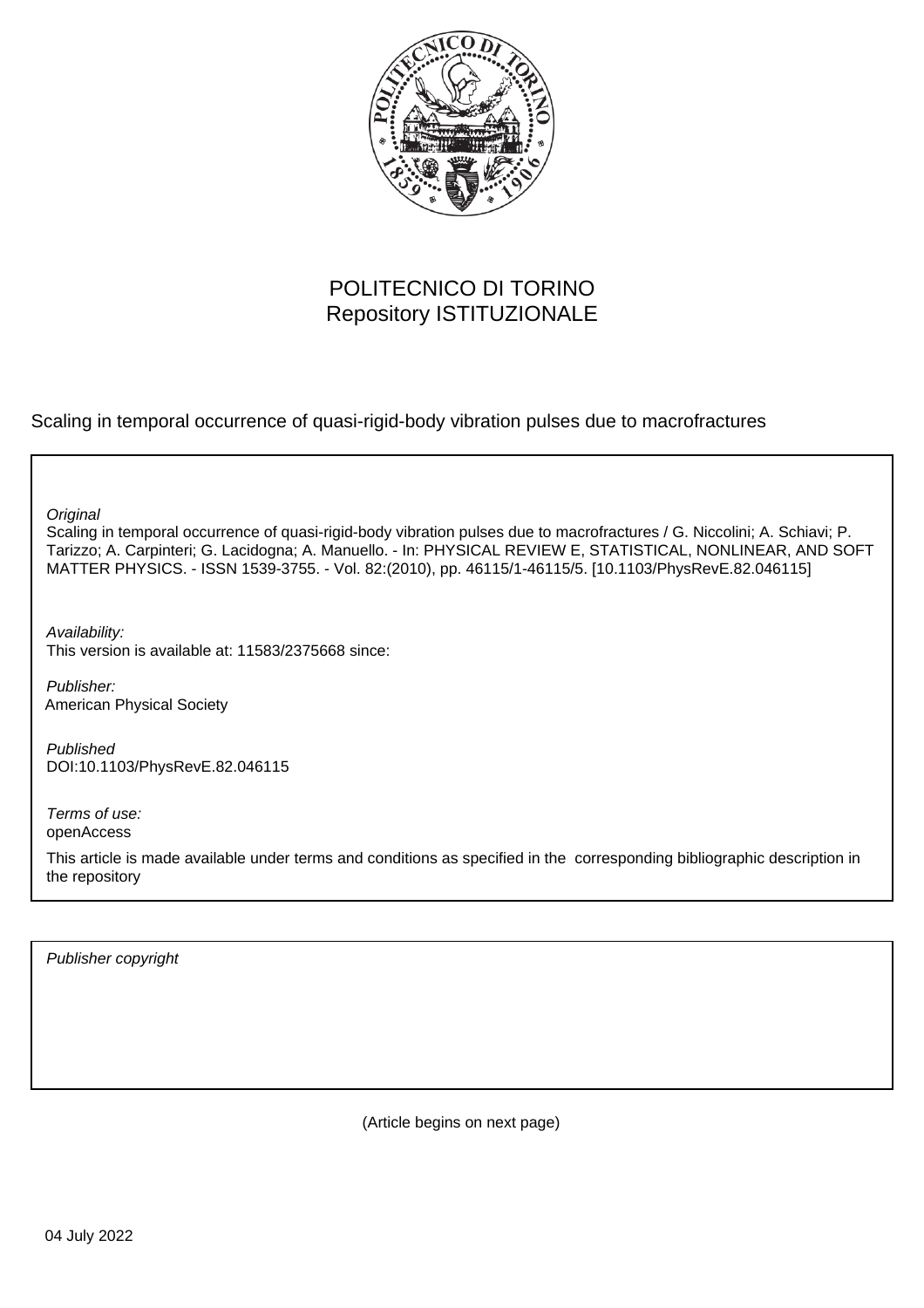POLITECNICO DI TORINO
Repository ISTITUZIONALE

Scaling in temporal occurrence of quasi-rigid-body vibration pulses due to macrofractures

*Original*
Scaling in temporal occurrence of quasi-rigid-body vibration pulses due to macrofractures / G. Niccolini; A. Schiavi; P. Tarizzo; A. Carpinteri; G. Lacidogna; A. Manuello. - In: PHYSICAL REVIEW E, STATISTICAL, NONLINEAR, AND SOFT MATTER PHYSICS. - ISSN 1539-3755. - Vol. 82:(2010), pp. 46115/1-46115/5. [10.1103/PhysRevE.82.046115]

*Availability:*
This version is available at: 11583/2375668 since:

*Publisher:*
American Physical Society

*Published*
DOI:10.1103/PhysRevE.82.046115

*Terms of use:*
openAccess

This article is made available under terms and conditions as specified in the corresponding bibliographic description in the repository

*Publisher copyright*

(Article begins on next page)

04 July 2022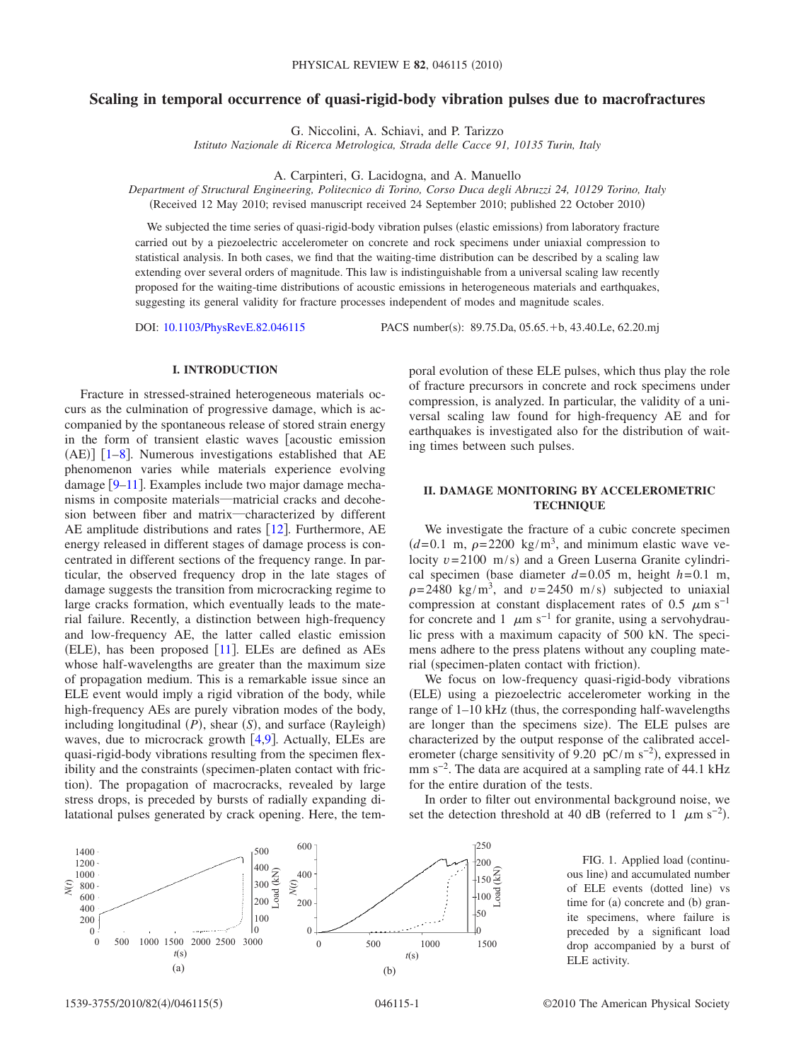# Scaling in temporal occurrence of quasi-rigid-body vibration pulses due to macrofractures

G. Niccolini, A. Schiavi, and P. Tarizzo

*Istituto Nazionale di Ricerca Metrologica, Strada delle Cacce 91, 10135 Turin, Italy*

A. Carpinteri, G. Lacidogna, and A. Manuello

*Department of Structural Engineering, Politecnico di Torino, Corso Duca degli Abruzzi 24, 10129 Torino, Italy*

(Received 12 May 2010; revised manuscript received 24 September 2010; published 22 October 2010)

We subjected the time series of quasi-rigid-body vibration pulses (elastic emissions) from laboratory fracture carried out by a piezoelectric accelerometer on concrete and rock specimens under uniaxial compression to statistical analysis. In both cases, we find that the waiting-time distribution can be described by a scaling law extending over several orders of magnitude. This law is indistinguishable from a universal scaling law recently proposed for the waiting-time distributions of acoustic emissions in heterogeneous materials and earthquakes, suggesting its general validity for fracture processes independent of modes and magnitude scales.

DOI: 10.1103/PhysRevE.82.046115 PACS number(s): 89.75.Da, 05.65.+b, 43.40.Le, 62.20.mj

## I. INTRODUCTION

Fracture in stressed-strained heterogeneous materials occurs as the culmination of progressive damage, which is accompanied by the spontaneous release of stored strain energy in the form of transient elastic waves [acoustic emission (AE)] [1–8]. Numerous investigations established that AE phenomenon varies while materials experience evolving damage [9–11]. Examples include two major damage mechanisms in composite materials—matricial cracks and decohesion between fiber and matrix—characterized by different AE amplitude distributions and rates [12]. Furthermore, AE energy released in different stages of damage process is concentrated in different sections of the frequency range. In particular, the observed frequency drop in the late stages of damage suggests the transition from microcracking regime to large cracks formation, which eventually leads to the material failure. Recently, a distinction between high-frequency and low-frequency AE, the latter called elastic emission (ELE), has been proposed [11]. ELEs are defined as AEs whose half-wavelengths are greater than the maximum size of propagation medium. This is a remarkable issue since an ELE event would imply a rigid vibration of the body, while high-frequency AEs are purely vibration modes of the body, including longitudinal ($P$), shear ($S$), and surface (Rayleigh) waves, due to microcrack growth [4,9]. Actually, ELEs are quasi-rigid-body vibrations resulting from the specimen flexibility and the constraints (specimen-platen contact with friction). The propagation of macrocracks, revealed by large stress drops, is preceded by bursts of radially expanding dilatational pulses generated by crack opening. Here, the temporal evolution of these ELE pulses, which thus play the role of fracture precursors in concrete and rock specimens under compression, is analyzed. In particular, the validity of a universal scaling law found for high-frequency AE and for earthquakes is investigated also for the distribution of waiting times between such pulses.

## II. DAMAGE MONITORING BY ACCELEROMETRIC TECHNIQUE

We investigate the fracture of a cubic concrete specimen ($d=0.1$ m, $\rho=2200$ kg/m$^3$, and minimum elastic wave velocity $v=2100$ m/s) and a Green Luserna Granite cylindrical specimen (base diameter $d=0.05$ m, height $h=0.1$ m, $\rho=2480$ kg/m$^3$, and $v=2450$ m/s) subjected to uniaxial compression at constant displacement rates of 0.5 $\mu$m s$^{-1}$ for concrete and 1 $\mu$m s$^{-1}$ for granite, using a servohydraulic press with a maximum capacity of 500 kN. The specimens adhere to the press platens without any coupling material (specimen-platen contact with friction).

We focus on low-frequency quasi-rigid-body vibrations (ELE) using a piezoelectric accelerometer working in the range of 1–10 kHz (thus, the corresponding half-wavelengths are longer than the specimens size). The ELE pulses are characterized by the output response of the calibrated accelerometer (charge sensitivity of 9.20 pC/m s$^{-2}$), expressed in mm s$^{-2}$. The data are acquired at a sampling rate of 44.1 kHz for the entire duration of the tests.

In order to filter out environmental background noise, we set the detection threshold at 40 dB (referred to 1 $\mu$m s$^{-2}$).

FIG. 1. Applied load (continuous line) and accumulated number of ELE events (dotted line) vs time for (a) concrete and (b) granite specimens, where failure is preceded by a significant load drop accompanied by a burst of ELE activity.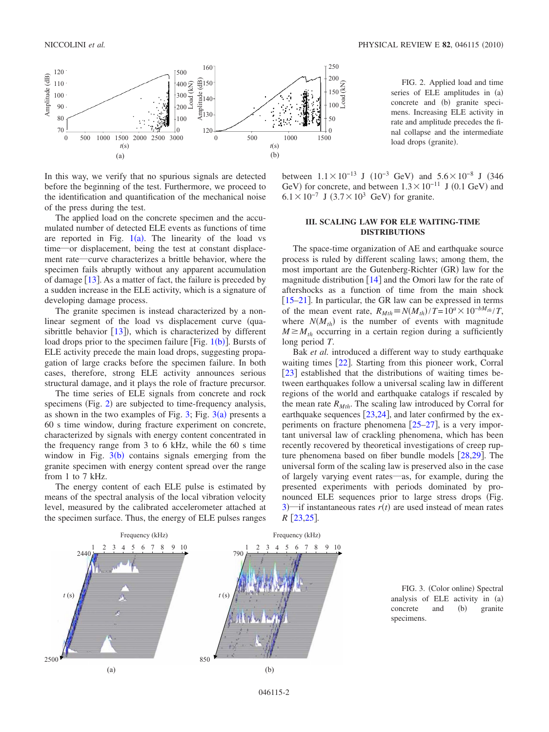FIG. 2. Applied load and time series of ELE amplitudes in (a) concrete and (b) granite specimens. Increasing ELE activity in rate and amplitude precedes the final collapse and the intermediate load drops (granite).

In this way, we verify that no spurious signals are detected before the beginning of the test. Furthermore, we proceed to the identification and quantification of the mechanical noise of the press during the test.

The applied load on the concrete specimen and the accumulated number of detected ELE events as functions of time are reported in Fig. 1(a). The linearity of the load vs time—or displacement, being the test at constant displacement rate—curve characterizes a brittle behavior, where the specimen fails abruptly without any apparent accumulation of damage [13]. As a matter of fact, the failure is preceded by a sudden increase in the ELE activity, which is a signature of developing damage process.

The granite specimen is instead characterized by a nonlinear segment of the load vs displacement curve (quasibrittle behavior [13]), which is characterized by different load drops prior to the specimen failure [Fig. 1(b)]. Bursts of ELE activity precede the main load drops, suggesting propagation of large cracks before the specimen failure. In both cases, therefore, strong ELE activity announces serious structural damage, and it plays the role of fracture precursor.

The time series of ELE signals from concrete and rock specimens (Fig. 2) are subjected to time-frequency analysis, as shown in the two examples of Fig. 3; Fig. 3(a) presents a 60 s time window, during fracture experiment on concrete, characterized by signals with energy content concentrated in the frequency range from 3 to 6 kHz, while the 60 s time window in Fig. 3(b) contains signals emerging from the granite specimen with energy content spread over the range from 1 to 7 kHz.

The energy content of each ELE pulse is estimated by means of the spectral analysis of the local vibration velocity level, measured by the calibrated accelerometer attached at the specimen surface. Thus, the energy of ELE pulses ranges between $1.1\times10^{-13}$ J ($10^{-3}$ GeV) and $5.6\times10^{-8}$ J (346 GeV) for concrete, and between $1.3\times10^{-11}$ J (0.1 GeV) and $6.1\times10^{-7}$ J ($3.7\times10^{3}$ GeV) for granite.

## III. SCALING LAW FOR ELE WAITING-TIME DISTRIBUTIONS

The space-time organization of AE and earthquake source process is ruled by different scaling laws; among them, the most important are the Gutenberg-Richter (GR) law for the magnitude distribution [14] and the Omori law for the rate of aftershocks as a function of time from the main shock [15–21]. In particular, the GR law can be expressed in terms of the mean event rate, $R_{Mth}\equiv N(M_{th})/T=10^{a}\times10^{-bM_{th}}/T$, where $N(M_{th})$ is the number of events with magnitude $M\geq M_{th}$ occurring in a certain region during a sufficiently long period $T$.

Bak *et al.* introduced a different way to study earthquake waiting times [22]. Starting from this pioneer work, Corral [23] established that the distributions of waiting times between earthquakes follow a universal scaling law in different regions of the world and earthquake catalogs if rescaled by the mean rate $R_{Mth}$. The scaling law introduced by Corral for earthquake sequences [23,24], and later confirmed by the experiments on fracture phenomena [25–27], is a very important universal law of crackling phenomena, which has been recently recovered by theoretical investigations of creep rupture phenomena based on fiber bundle models [28,29]. The universal form of the scaling law is preserved also in the case of largely varying event rates—as, for example, during the presented experiments with periods dominated by pronounced ELE sequences prior to large stress drops (Fig. 3)—if instantaneous rates $r(t)$ are used instead of mean rates $R$ [23,25].

FIG. 3. (Color online) Spectral analysis of ELE activity in (a) concrete and (b) granite specimens.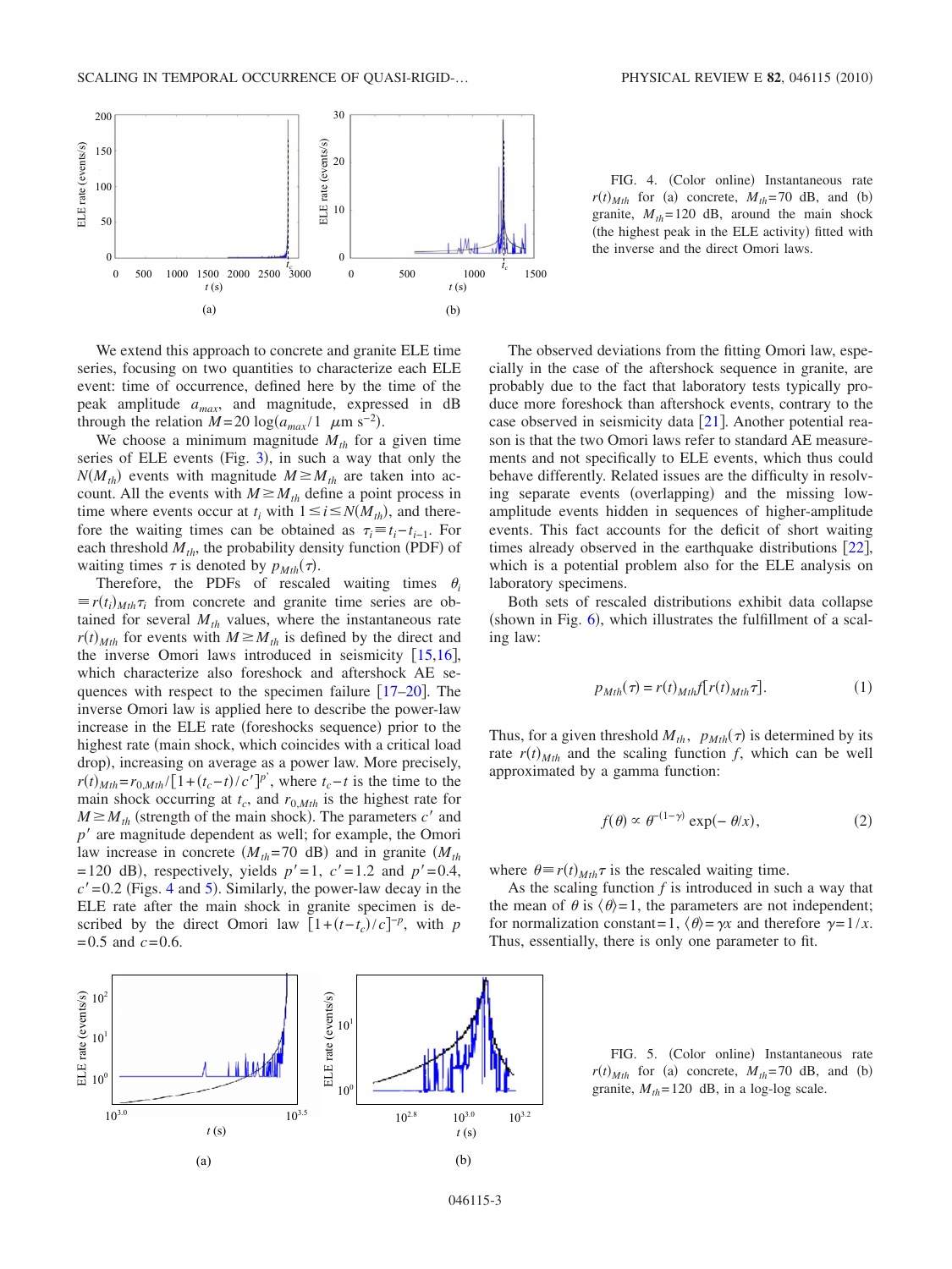FIG. 4. (Color online) Instantaneous rate $r(t)_{Mth}$ for (a) concrete, $M_{th}=70$ dB, and (b) granite, $M_{th}=120$ dB, around the main shock (the highest peak in the ELE activity) fitted with the inverse and the direct Omori laws.

We extend this approach to concrete and granite ELE time series, focusing on two quantities to characterize each ELE event: time of occurrence, defined here by the time of the peak amplitude $a_{max}$, and magnitude, expressed in dB through the relation $M=20\log(a_{max}/1\ \mu\text{m s}^{-2})$.

We choose a minimum magnitude $M_{th}$ for a given time series of ELE events (Fig. 3), in such a way that only the $N(M_{th})$ events with magnitude $M \geq M_{th}$ are taken into account. All the events with $M \geq M_{th}$ define a point process in time where events occur at $t_i$ with $1 \leq i \leq N(M_{th})$, and therefore the waiting times can be obtained as $\tau_i \equiv t_i - t_{i-1}$. For each threshold $M_{th}$, the probability density function (PDF) of waiting times $\tau$ is denoted by $p_{Mth}(\tau)$.

Therefore, the PDFs of rescaled waiting times $\theta_i \equiv r(t_i)_{Mth}\tau_i$ from concrete and granite time series are obtained for several $M_{th}$ values, where the instantaneous rate $r(t)_{Mth}$ for events with $M \geq M_{th}$ is defined by the direct and the inverse Omori laws introduced in seismicity [15,16], which characterize also foreshock and aftershock AE sequences with respect to the specimen failure [17–20]. The inverse Omori law is applied here to describe the power-law increase in the ELE rate (foreshocks sequence) prior to the highest rate (main shock, which coincides with a critical load drop), increasing on average as a power law. More precisely, $r(t)_{Mth}=r_{0,Mth}/[1+(t_c-t)/c']^{p'}$, where $t_c-t$ is the time to the main shock occurring at $t_c$, and $r_{0,Mth}$ is the highest rate for $M \geq M_{th}$ (strength of the main shock). The parameters $c'$ and $p'$ are magnitude dependent as well; for example, the Omori law increase in concrete ($M_{th}=70$ dB) and in granite ($M_{th}=120$ dB), respectively, yields $p'=1$, $c'=1.2$ and $p'=0.4$, $c'=0.2$ (Figs. 4 and 5). Similarly, the power-law decay in the ELE rate after the main shock in granite specimen is described by the direct Omori law $[1+(t-t_c)/c]^{-p}$, with $p=0.5$ and $c=0.6$.

The observed deviations from the fitting Omori law, especially in the case of the aftershock sequence in granite, are probably due to the fact that laboratory tests typically produce more foreshock than aftershock events, contrary to the case observed in seismicity data [21]. Another potential reason is that the two Omori laws refer to standard AE measurements and not specifically to ELE events, which thus could behave differently. Related issues are the difficulty in resolving separate events (overlapping) and the missing low-amplitude events hidden in sequences of higher-amplitude events. This fact accounts for the deficit of short waiting times already observed in the earthquake distributions [22], which is a potential problem also for the ELE analysis on laboratory specimens.

Both sets of rescaled distributions exhibit data collapse (shown in Fig. 6), which illustrates the fulfillment of a scaling law:

$$p_{Mth}(\tau) = r(t)_{Mth} f[r(t)_{Mth}\tau]. \tag{1}$$

Thus, for a given threshold $M_{th}$, $p_{Mth}(\tau)$ is determined by its rate $r(t)_{Mth}$ and the scaling function $f$, which can be well approximated by a gamma function:

$$f(\theta) \propto \theta^{-(1-\gamma)} \exp(-\theta/x), \tag{2}$$

where $\theta \equiv r(t)_{Mth}\tau$ is the rescaled waiting time.

As the scaling function $f$ is introduced in such a way that the mean of $\theta$ is $\langle\theta\rangle=1$, the parameters are not independent; for normalization constant=1, $\langle\theta\rangle=\gamma x$ and therefore $\gamma=1/x$. Thus, essentially, there is only one parameter to fit.

FIG. 5. (Color online) Instantaneous rate $r(t)_{Mth}$ for (a) concrete, $M_{th}=70$ dB, and (b) granite, $M_{th}=120$ dB, in a log-log scale.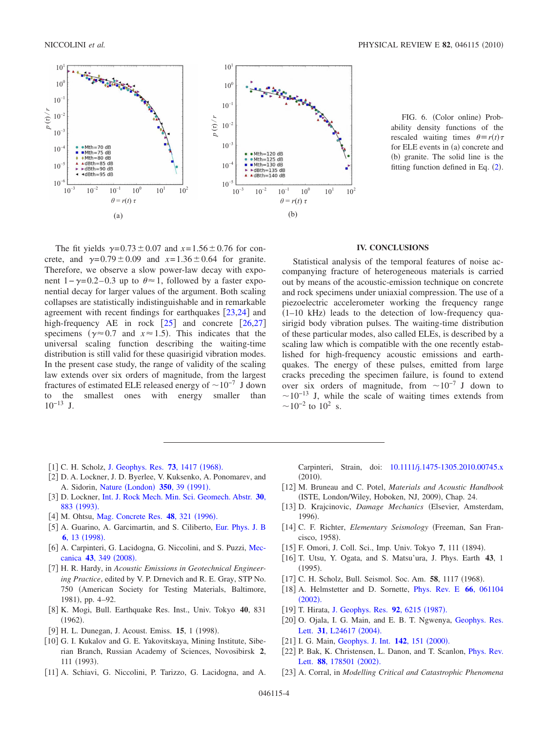FIG. 6. (Color online) Probability density functions of the rescaled waiting times $\theta \equiv r(t)\tau$ for ELE events in (a) concrete and (b) granite. The solid line is the fitting function defined in Eq. (2).

The fit yields $\gamma = 0.73 \pm 0.07$ and $x = 1.56 \pm 0.76$ for concrete, and $\gamma = 0.79 \pm 0.09$ and $x = 1.36 \pm 0.64$ for granite. Therefore, we observe a slow power-law decay with exponent $1 - \gamma = 0.2 - 0.3$ up to $\theta \approx 1$, followed by a faster exponential decay for larger values of the argument. Both scaling collapses are statistically indistinguishable and in remarkable agreement with recent findings for earthquakes [23,24] and high-frequency AE in rock [25] and concrete [26,27] specimens ($\gamma \approx 0.7$ and $x \approx 1.5$). This indicates that the universal scaling function describing the waiting-time distribution is still valid for these quasirigid vibration modes. In the present case study, the range of validity of the scaling law extends over six orders of magnitude, from the largest fractures of estimated ELE released energy of $\sim 10^{-7}$ J down to the smallest ones with energy smaller than $10^{-13}$ J.

## IV. CONCLUSIONS

Statistical analysis of the temporal features of noise accompanying fracture of heterogeneous materials is carried out by means of the acoustic-emission technique on concrete and rock specimens under uniaxial compression. The use of a piezoelectric accelerometer working the frequency range (1–10 kHz) leads to the detection of low-frequency quasirigid body vibration pulses. The waiting-time distribution of these particular modes, also called ELEs, is described by a scaling law which is compatible with the one recently established for high-frequency acoustic emissions and earthquakes. The energy of these pulses, emitted from large cracks preceding the specimen failure, is found to extend over six orders of magnitude, from $\sim 10^{-7}$ J down to $\sim 10^{-13}$ J, while the scale of waiting times extends from $\sim 10^{-2}$ to $10^{2}$ s.

---

[1] C. H. Scholz, J. Geophys. Res. **73**, 1417 (1968).

[2] D. A. Lockner, J. D. Byerlee, V. Kuksenko, A. Ponomarev, and A. Sidorin, Nature (London) **350**, 39 (1991).

[3] D. Lockner, Int. J. Rock Mech. Min. Sci. Geomech. Abstr. **30**, 883 (1993).

[4] M. Ohtsu, Mag. Concrete Res. **48**, 321 (1996).

[5] A. Guarino, A. Garcimartin, and S. Ciliberto, Eur. Phys. J. B **6**, 13 (1998).

[6] A. Carpinteri, G. Lacidogna, G. Niccolini, and S. Puzzi, Meccanica **43**, 349 (2008).

[7] H. R. Hardy, in *Acoustic Emissions in Geotechnical Engineering Practice*, edited by V. P. Drnevich and R. E. Gray, STP No. 750 (American Society for Testing Materials, Baltimore, 1981), pp. 4–92.

[8] K. Mogi, Bull. Earthquake Res. Inst., Univ. Tokyo **40**, 831 (1962).

[9] H. L. Dunegan, J. Acoust. Emiss. **15**, 1 (1998).

[10] G. I. Kukalov and G. E. Yakovitskaya, Mining Institute, Siberian Branch, Russian Academy of Sciences, Novosibirsk **2**, 111 (1993).

[11] A. Schiavi, G. Niccolini, P. Tarizzo, G. Lacidogna, and A. Carpinteri, Strain, doi: 10.1111/j.1475-1305.2010.00745.x (2010).

[12] M. Bruneau and C. Potel, *Materials and Acoustic Handbook* (ISTE, London/Wiley, Hoboken, NJ, 2009), Chap. 24.

[13] D. Krajcinovic, *Damage Mechanics* (Elsevier, Amsterdam, 1996).

[14] C. F. Richter, *Elementary Seismology* (Freeman, San Francisco, 1958).

[15] F. Omori, J. Coll. Sci., Imp. Univ. Tokyo **7**, 111 (1894).

[16] T. Utsu, Y. Ogata, and S. Matsu'ura, J. Phys. Earth **43**, 1 (1995).

[17] C. H. Scholz, Bull. Seismol. Soc. Am. **58**, 1117 (1968).

[18] A. Helmstetter and D. Sornette, Phys. Rev. E **66**, 061104 (2002).

[19] T. Hirata, J. Geophys. Res. **92**, 6215 (1987).

[20] O. Ojala, I. G. Main, and E. B. T. Ngwenya, Geophys. Res. Lett. **31**, L24617 (2004).

[21] I. G. Main, Geophys. J. Int. **142**, 151 (2000).

[22] P. Bak, K. Christensen, L. Danon, and T. Scanlon, Phys. Rev. Lett. **88**, 178501 (2002).

[23] A. Corral, in *Modelling Critical and Catastrophic Phenomena*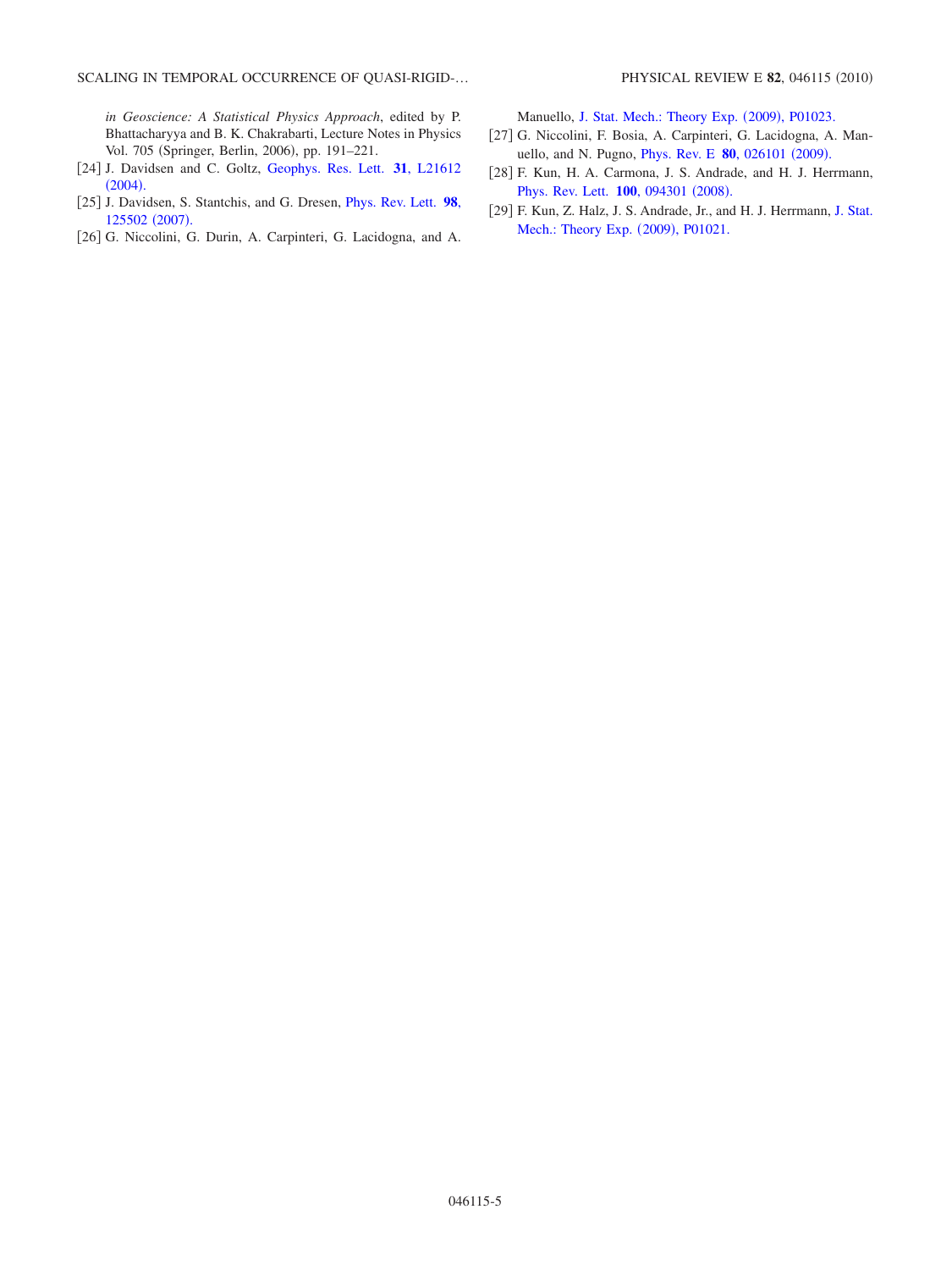*in Geoscience: A Statistical Physics Approach*, edited by P. Bhattacharyya and B. K. Chakrabarti, Lecture Notes in Physics Vol. 705 (Springer, Berlin, 2006), pp. 191–221.

[24] J. Davidsen and C. Goltz, Geophys. Res. Lett. **31**, L21612 (2004).

[25] J. Davidsen, S. Stantchis, and G. Dresen, Phys. Rev. Lett. **98**, 125502 (2007).

[26] G. Niccolini, G. Durin, A. Carpinteri, G. Lacidogna, and A. Manuello, J. Stat. Mech.: Theory Exp. (2009), P01023.

[27] G. Niccolini, F. Bosia, A. Carpinteri, G. Lacidogna, A. Manuello, and N. Pugno, Phys. Rev. E **80**, 026101 (2009).

[28] F. Kun, H. A. Carmona, J. S. Andrade, and H. J. Herrmann, Phys. Rev. Lett. **100**, 094301 (2008).

[29] F. Kun, Z. Halz, J. S. Andrade, Jr., and H. J. Herrmann, J. Stat. Mech.: Theory Exp. (2009), P01021.